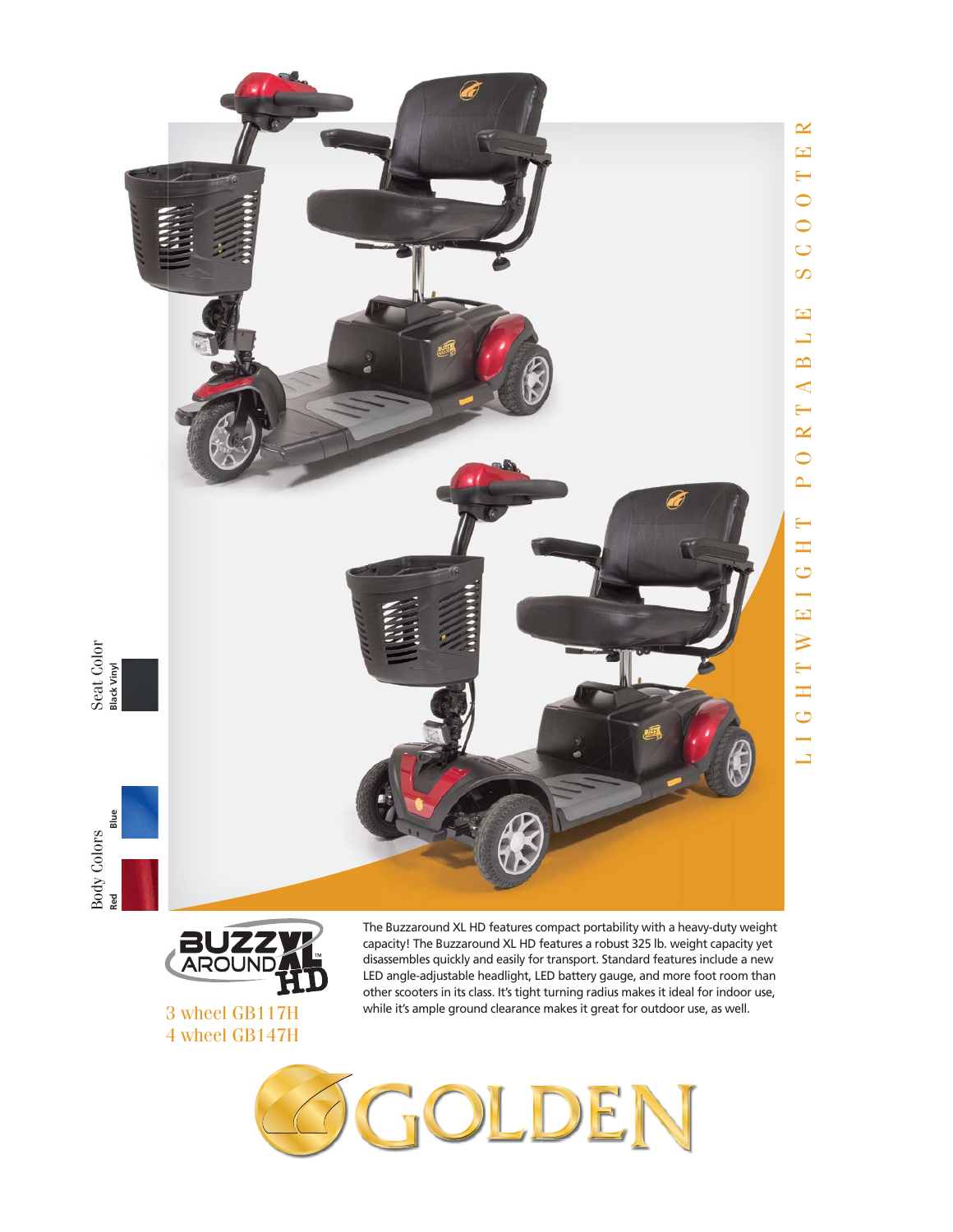# LIGHTWEIGHT PORTABLE SCOOTER

**Seat Color**
Black Vinyl

**Body Colors**
Blue
Red

## Buzzaround XL HD

3 wheel GB117H
4 wheel GB147H

The Buzzaround XL HD features compact portability with a heavy-duty weight capacity! The Buzzaround XL HD features a robust 325 lb. weight capacity yet disassembles quickly and easily for transport. Standard features include a new LED angle-adjustable headlight, LED battery gauge, and more foot room than other scooters in its class. It's tight turning radius makes it ideal for indoor use, while it's ample ground clearance makes it great for outdoor use, as well.

GOLDEN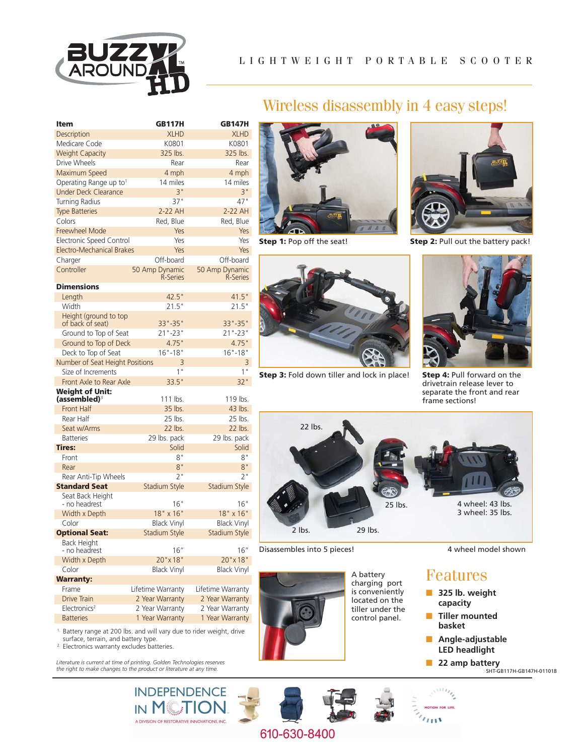# BUZZAROUND XL HD

LIGHTWEIGHT PORTABLE SCOOTER

| Item | GB117H | GB147H |
|---|---|---|
| Description | XLHD | XLHD |
| Medicare Code | K0801 | K0801 |
| Weight Capacity | 325 lbs. | 325 lbs. |
| Drive Wheels | Rear | Rear |
| Maximum Speed | 4 mph | 4 mph |
| Operating Range up to[1] | 14 miles | 14 miles |
| Under Deck Clearance | 3" | 3" |
| Turning Radius | 37" | 47" |
| Type Batteries | 2-22 AH | 2-22 AH |
| Colors | Red, Blue | Red, Blue |
| Freewheel Mode | Yes | Yes |
| Electronic Speed Control | Yes | Yes |
| Electro-Mechanical Brakes | Yes | Yes |
| Charger | Off-board | Off-board |
| Controller | 50 Amp Dynamic R-Series | 50 Amp Dynamic R-Series |
| **Dimensions** | | |
| Length | 42.5" | 41.5" |
| Width | 21.5" | 21.5" |
| Height (ground to top of back of seat) | 33"-35" | 33"-35" |
| Ground to Top of Seat | 21"-23" | 21"-23" |
| Ground to Top of Deck | 4.75" | 4.75" |
| Deck to Top of Seat | 16"-18" | 16"-18" |
| Number of Seat Height Positions | 3 | 3 |
| Size of Increments | 1" | 1" |
| Front Axle to Rear Axle | 33.5" | 32" |
| **Weight of Unit: (assembled)**[3] | 111 lbs. | 119 lbs. |
| Front Half | 35 lbs. | 43 lbs. |
| Rear Half | 25 lbs. | 25 lbs. |
| Seat w/Arms | 22 lbs. | 22 lbs. |
| Batteries | 29 lbs. pack | 29 lbs. pack |
| **Tires:** | Solid | Solid |
| Front | 8" | 8" |
| Rear | 8" | 8" |
| Rear Anti-Tip Wheels | 2" | 2" |
| **Standard Seat** | Stadium Style | Stadium Style |
| Seat Back Height - no headrest | 16" | 16" |
| Width x Depth | 18" x 16" | 18" x 16" |
| Color | Black Vinyl | Black Vinyl |
| **Optional Seat:** | Stadium Style | Stadium Style |
| Back Height - no headrest | 16" | 16" |
| Width x Depth | 20"x 18" | 20"x 18" |
| Color | Black Vinyl | Black Vinyl |
| **Warranty:** | | |
| Frame | Lifetime Warranty | Lifetime Warranty |
| Drive Train | 2 Year Warranty | 2 Year Warranty |
| Electronics[2] | 2 Year Warranty | 2 Year Warranty |
| Batteries | 1 Year Warranty | 1 Year Warranty |

1. Battery range at 200 lbs. and will vary due to rider weight, drive surface, terrain, and battery type.
2. Electronics warranty excludes batteries.

*Literature is current at time of printing. Golden Technologies reserves the right to make changes to the product or literature at any time.*

## Wireless disassembly in 4 easy steps!

**Step 1:** Pop off the seat!

**Step 2:** Pull out the battery pack!

**Step 3:** Fold down tiller and lock in place!

**Step 4:** Pull forward on the drivetrain release lever to separate the front and rear frame sections!

22 lbs.

25 lbs.

4 wheel: 43 lbs.
3 wheel: 35 lbs.

2 lbs.

29 lbs.

Disassembles into 5 pieces!

4 wheel model shown

A battery charging port is conveniently located on the tiller under the control panel.

## Features

- **325 lb. weight capacity**
- **Tiller mounted basket**
- **Angle-adjustable LED headlight**
- **22 amp battery**

SHT-GB117H-GB147H-011018

INDEPENDENCE IN MOTION
A DIVISION OF RESTORATIVE INNOVATIONS, INC.

MOTION FOR LIFE.

610-630-8400